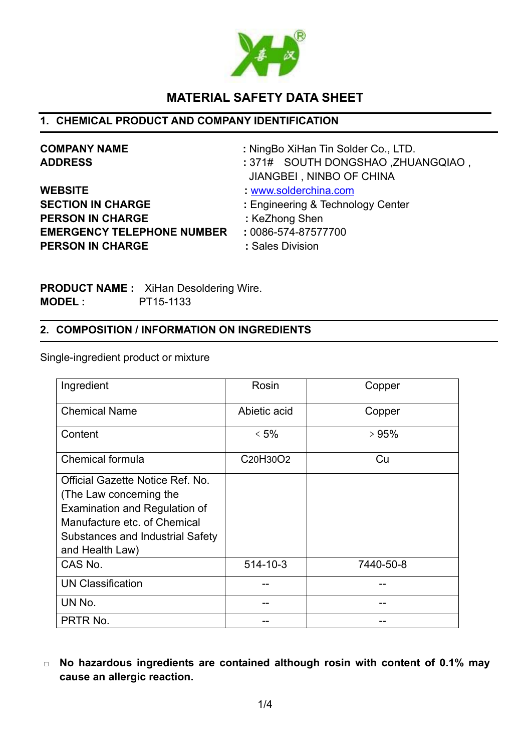# MATERIAL SAFETY DATA SHEET

## 1. CHEMICAL PRODUCT AND COMPANY IDENTIFICATION

**COMPANY NAME** : NingBo XiHan Tin Solder Co., LTD.
**ADDRESS** : 371# SOUTH DONGSHAO ,ZHUANGQIAO , JIANGBEI , NINBO OF CHINA
**WEBSITE** : www.solderchina.com
**SECTION IN CHARGE** : Engineering & Technology Center
**PERSON IN CHARGE** : KeZhong Shen
**EMERGENCY TELEPHONE NUMBER** : 0086-574-87577700
**PERSON IN CHARGE** : Sales Division

**PRODUCT NAME :** XiHan Desoldering Wire.
**MODEL :** PT15-1133

## 2. COMPOSITION / INFORMATION ON INGREDIENTS

Single-ingredient product or mixture

| Ingredient | Rosin | Copper |
|---|---|---|
| Chemical Name | Abietic acid | Copper |
| Content | < 5% | > 95% |
| Chemical formula | $C_{20}H_{30}O_2$ | Cu |
| Official Gazette Notice Ref. No. (The Law concerning the Examination and Regulation of Manufacture etc. of Chemical Substances and Industrial Safety and Health Law) | | |
| CAS No. | 514-10-3 | 7440-50-8 |
| UN Classification | -- | -- |
| UN No. | -- | -- |
| PRTR No. | -- | -- |

- **No hazardous ingredients are contained although rosin with content of 0.1% may cause an allergic reaction.**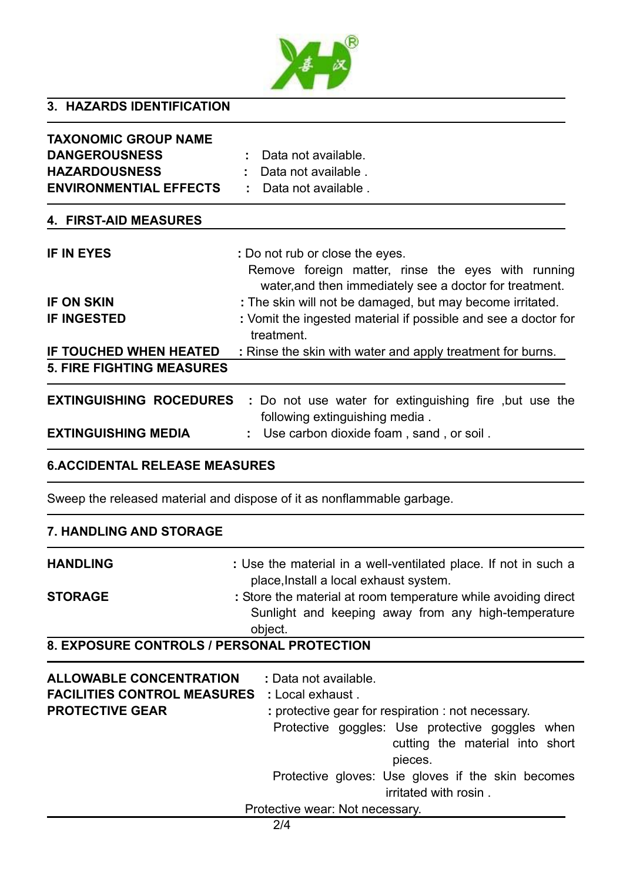## 3. HAZARDS IDENTIFICATION

**TAXONOMIC GROUP NAME**
**DANGEROUSNESS** : Data not available.
**HAZARDOUSNESS** : Data not available .
**ENVIRONMENTIAL EFFECTS** : Data not available .

## 4. FIRST-AID MEASURES

**IF IN EYES** : Do not rub or close the eyes.
Remove foreign matter, rinse the eyes with running water,and then immediately see a doctor for treatment.

**IF ON SKIN** : The skin will not be damaged, but may become irritated.

**IF INGESTED** : Vomit the ingested material if possible and see a doctor for treatment.

**IF TOUCHED WHEN HEATED** : Rinse the skin with water and apply treatment for burns.

## 5. FIRE FIGHTING MEASURES

**EXTINGUISHING ROCEDURES** : Do not use water for extinguishing fire ,but use the following extinguishing media .

**EXTINGUISHING MEDIA** : Use carbon dioxide foam , sand , or soil .

## 6.ACCIDENTAL RELEASE MEASURES

Sweep the released material and dispose of it as nonflammable garbage.

## 7. HANDLING AND STORAGE

**HANDLING** : Use the material in a well-ventilated place. If not in such a place,Install a local exhaust system.

**STORAGE** : Store the material at room temperature while avoiding direct Sunlight and keeping away from any high-temperature object.

## 8. EXPOSURE CONTROLS / PERSONAL PROTECTION

**ALLOWABLE CONCENTRATION** : Data not available.
**FACILITIES CONTROL MEASURES** : Local exhaust .
**PROTECTIVE GEAR** : protective gear for respiration : not necessary.
Protective goggles: Use protective goggles when cutting the material into short pieces.
Protective gloves: Use gloves if the skin becomes irritated with rosin .
Protective wear: Not necessary.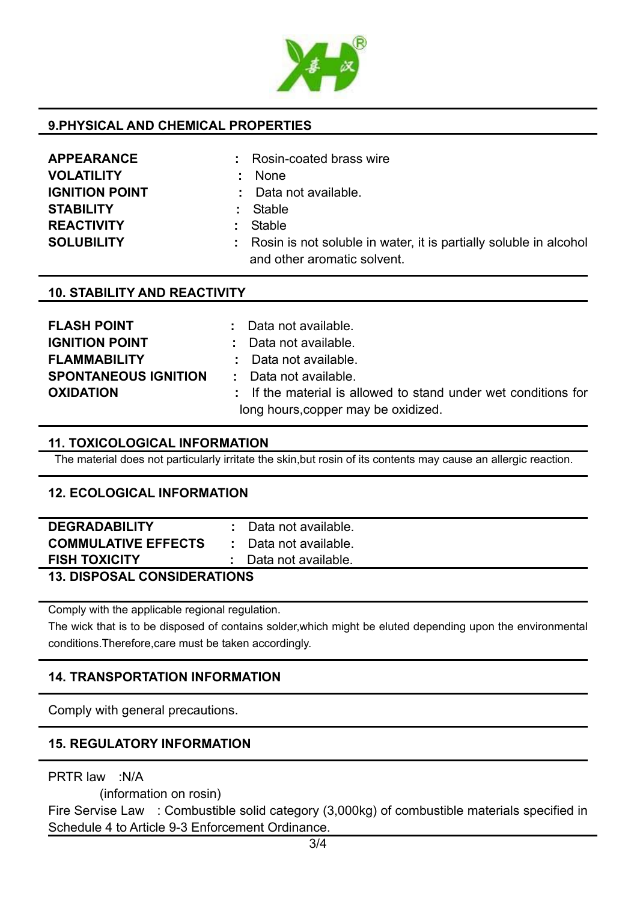## 9.PHYSICAL AND CHEMICAL PROPERTIES

| | | |
|---|---|---|
| **APPEARANCE** | : | Rosin-coated brass wire |
| **VOLATILITY** | : | None |
| **IGNITION POINT** | : | Data not available. |
| **STABILITY** | : | Stable |
| **REACTIVITY** | : | Stable |
| **SOLUBILITY** | : | Rosin is not soluble in water, it is partially soluble in alcohol and other aromatic solvent. |

## 10. STABILITY AND REACTIVITY

| | | |
|---|---|---|
| **FLASH POINT** | : | Data not available. |
| **IGNITION POINT** | : | Data not available. |
| **FLAMMABILITY** | : | Data not available. |
| **SPONTANEOUS IGNITION** | : | Data not available. |
| **OXIDATION** | : | If the material is allowed to stand under wet conditions for long hours,copper may be oxidized. |

## 11. TOXICOLOGICAL INFORMATION

The material does not particularly irritate the skin,but rosin of its contents may cause an allergic reaction.

## 12. ECOLOGICAL INFORMATION

| | | |
|---|---|---|
| **DEGRADABILITY** | : | Data not available. |
| **COMMULATIVE EFFECTS** | : | Data not available. |
| **FISH TOXICITY** | : | Data not available. |

## 13. DISPOSAL CONSIDERATIONS

Comply with the applicable regional regulation.

The wick that is to be disposed of contains solder,which might be eluted depending upon the environmental conditions.Therefore,care must be taken accordingly.

## 14. TRANSPORTATION INFORMATION

Comply with general precautions.

## 15. REGULATORY INFORMATION

PRTR law :N/A
(information on rosin)

Fire Servise Law : Combustible solid category (3,000kg) of combustible materials specified in Schedule 4 to Article 9-3 Enforcement Ordinance.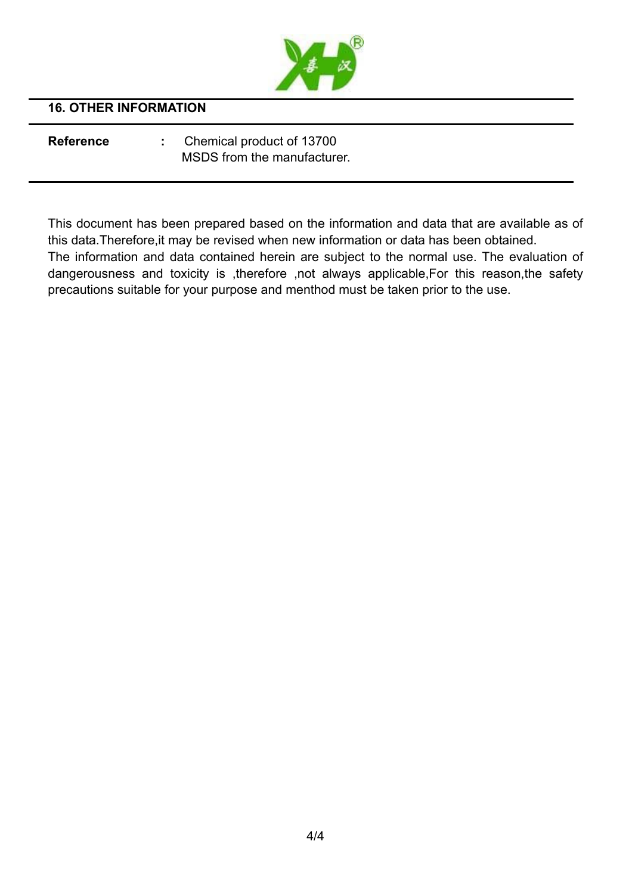## 16. OTHER INFORMATION

| | | |
|---|---|---|
| **Reference** | **:** | Chemical product of 13700 MSDS from the manufacturer. |

This document has been prepared based on the information and data that are available as of this data.Therefore,it may be revised when new information or data has been obtained.
The information and data contained herein are subject to the normal use. The evaluation of dangerousness and toxicity is ,therefore ,not always applicable,For this reason,the safety precautions suitable for your purpose and menthod must be taken prior to the use.